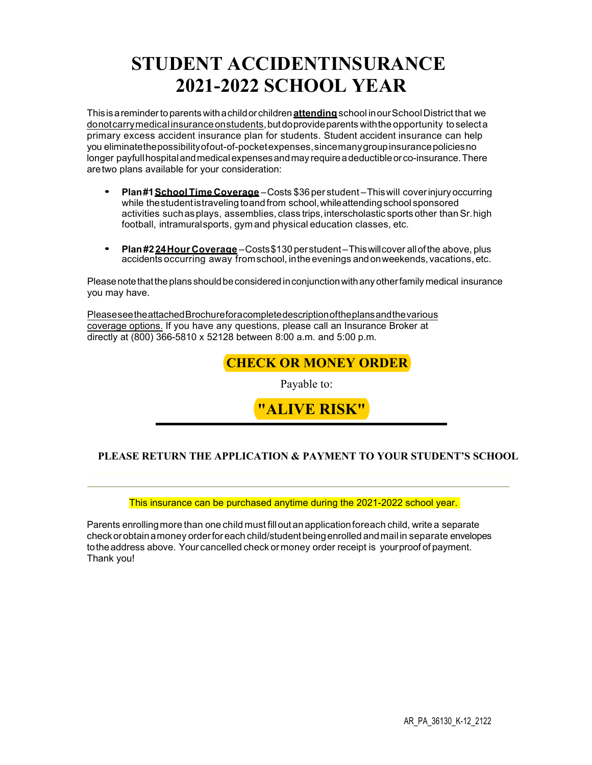# STUDENT ACCIDENTINSURANCE 2021-2022 SCHOOL YEAR

This is a reminder to parents with a child or children **attending** school in our School District that we do not carry medical insurance on students, but do provide parents with the opportunity to select a primary excess accident insurance plan for students. Student accident insurance can help you eliminate the possibility of out-of-pocket expenses, since many group insurance policies no longer pay full hospital and medical expenses and may require a deductible or co-insurance. There are two plans available for your consideration:

- **Plan #1 School Time Coverage** – Costs $36 per student – This will cover injury occurring while the student is traveling to and from school, while attending school sponsored activities such as plays, assemblies, class trips, interscholastic sports other than Sr. high football, intramural sports, gym and physical education classes, etc.

- **Plan #2 24 Hour Coverage** – Costs $130 per student – This will cover all of the above, plus accidents occurring away from school, in the evenings and on weekends, vacations, etc.

Please note that the plans should be considered in conjunction with any other family medical insurance you may have.

Please see the attached Brochure for a complete description of the plans and the various coverage options. If you have any questions, please call an Insurance Broker at directly at (800) 366-5810 x 52128 between 8:00 a.m. and 5:00 p.m.

**CHECK OR MONEY ORDER**

Payable to:

**"ALIVE RISK"**

**PLEASE RETURN THE APPLICATION & PAYMENT TO YOUR STUDENT'S SCHOOL**

This insurance can be purchased anytime during the 2021-2022 school year.

Parents enrolling more than one child must fill out an application for each child, write a separate check or obtain a money order for each child/student being enrolled and mail in separate envelopes to the address above. Your cancelled check or money order receipt is your proof of payment. Thank you!

AR_PA_36130_K-12_2122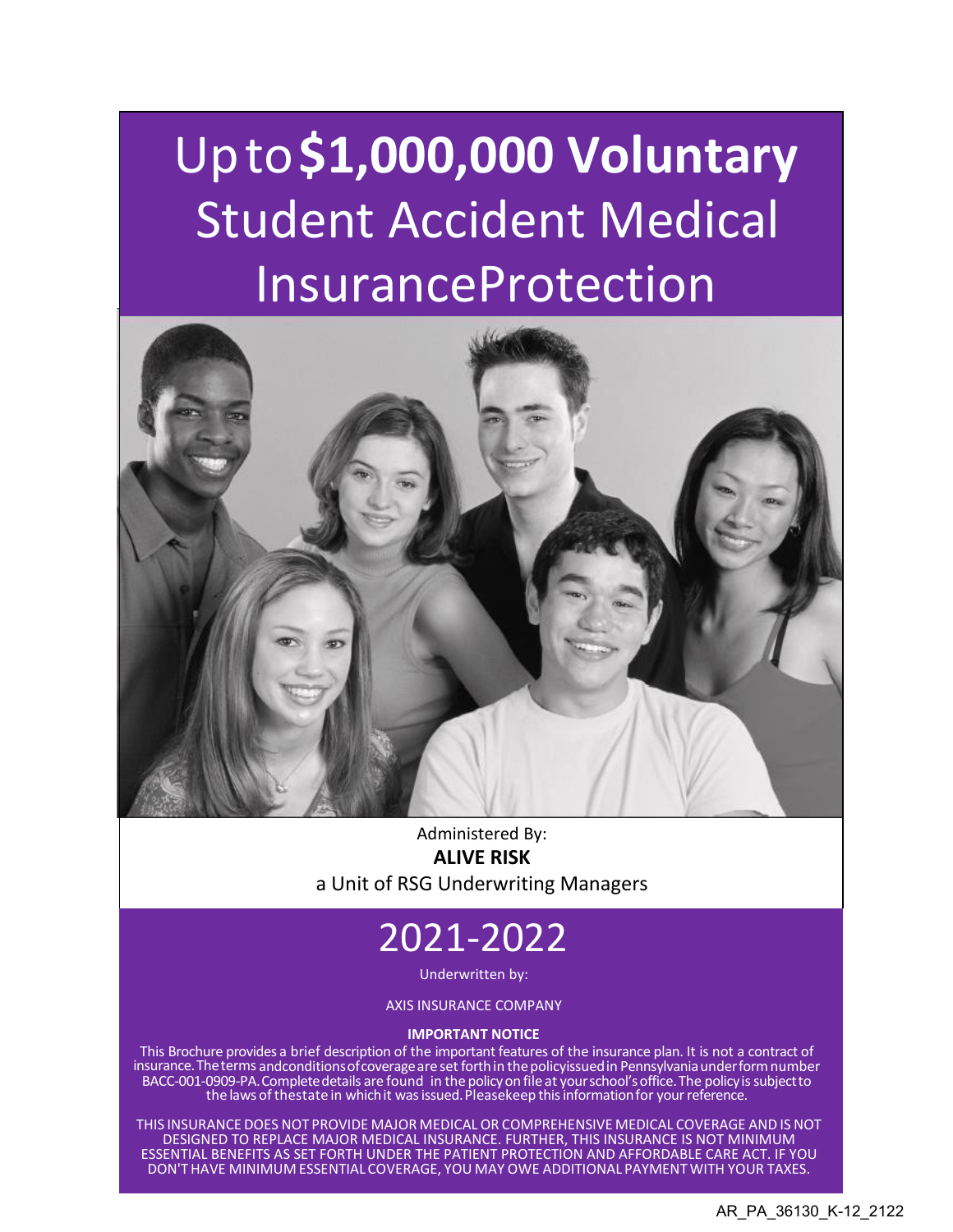# Up to **$1,000,000 Voluntary** Student Accident Medical Insurance Protection

Administered By:
**ALIVE RISK**
a Unit of RSG Underwriting Managers

# 2021-2022

Underwritten by:

AXIS INSURANCE COMPANY

**IMPORTANT NOTICE**

This Brochure provides a brief description of the important features of the insurance plan. It is not a contract of insurance. The terms and conditions of coverage are set forth in the policy issued in Pennsylvania under form number BACC-001-0909-PA. Complete details are found in the policy on file at your school's office. The policy is subject to the laws of the state in which it was issued. Please keep this information for your reference.

THIS INSURANCE DOES NOT PROVIDE MAJOR MEDICAL OR COMPREHENSIVE MEDICAL COVERAGE AND IS NOT DESIGNED TO REPLACE MAJOR MEDICAL INSURANCE. FURTHER, THIS INSURANCE IS NOT MINIMUM ESSENTIAL BENEFITS AS SET FORTH UNDER THE PATIENT PROTECTION AND AFFORDABLE CARE ACT. IF YOU DON'T HAVE MINIMUM ESSENTIAL COVERAGE, YOU MAY OWE ADDITIONAL PAYMENT WITH YOUR TAXES.

AR_PA_36130_K-12_2122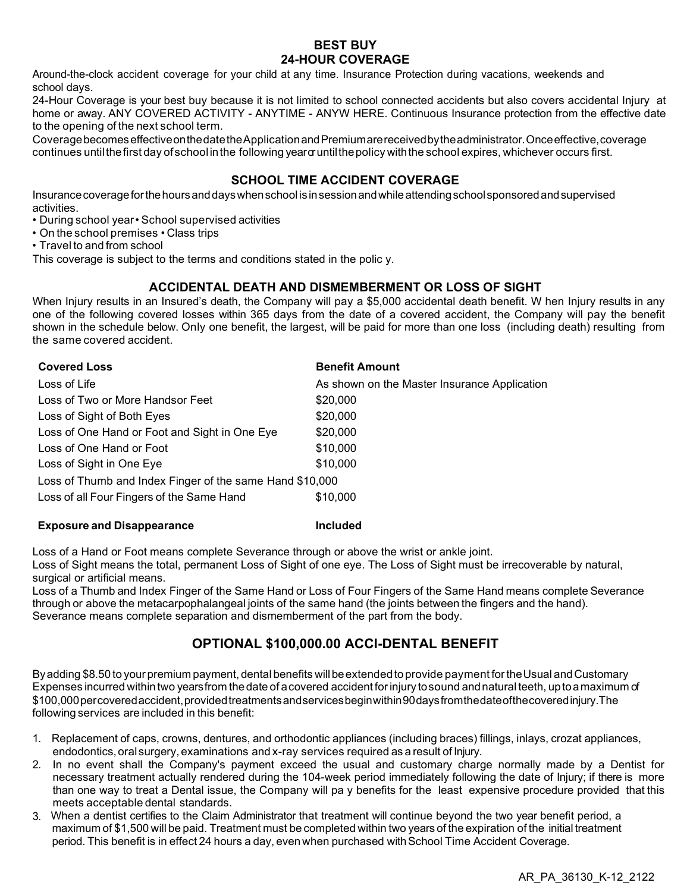## BEST BUY
## 24-HOUR COVERAGE

Around-the-clock accident coverage for your child at any time. Insurance Protection during vacations, weekends and school days.

24-Hour Coverage is your best buy because it is not limited to school connected accidents but also covers accidental Injury at home or away. ANY COVERED ACTIVITY - ANYTIME - ANYWHERE. Continuous Insurance protection from the effective date to the opening of the next school term.

Coverage becomes effective on the date the Application and Premium are received by the administrator. Once effective, coverage continues until the first day of school in the following year or until the policy with the school expires, whichever occurs first.

## SCHOOL TIME ACCIDENT COVERAGE

Insurance coverage for the hours and days when school is in session and while attending school sponsored and supervised activities.

- During school year • School supervised activities
- On the school premises • Class trips
- Travel to and from school

This coverage is subject to the terms and conditions stated in the policy.

## ACCIDENTAL DEATH AND DISMEMBERMENT OR LOSS OF SIGHT

When Injury results in an Insured's death, the Company will pay a $5,000 accidental death benefit. When Injury results in any one of the following covered losses within 365 days from the date of a covered accident, the Company will pay the benefit shown in the schedule below. Only one benefit, the largest, will be paid for more than one loss (including death) resulting from the same covered accident.

| Covered Loss | Benefit Amount |
|---|---|
| Loss of Life | As shown on the Master Insurance Application |
| Loss of Two or More Hands or Feet | $20,000 |
| Loss of Sight of Both Eyes | $20,000 |
| Loss of One Hand or Foot and Sight in One Eye | $20,000 |
| Loss of One Hand or Foot | $10,000 |
| Loss of Sight in One Eye | $10,000 |
| Loss of Thumb and Index Finger of the same Hand | $10,000 |
| Loss of all Four Fingers of the Same Hand | $10,000 |
| **Exposure and Disappearance** | **Included** |

Loss of a Hand or Foot means complete Severance through or above the wrist or ankle joint.

Loss of Sight means the total, permanent Loss of Sight of one eye. The Loss of Sight must be irrecoverable by natural, surgical or artificial means.

Loss of a Thumb and Index Finger of the Same Hand or Loss of Four Fingers of the Same Hand means complete Severance through or above the metacarpophalangeal joints of the same hand (the joints between the fingers and the hand).

Severance means complete separation and dismemberment of the part from the body.

## OPTIONAL $100,000.00 ACCI-DENTAL BENEFIT

By adding $8.50 to your premium payment, dental benefits will be extended to provide payment for the Usual and Customary Expenses incurred within two years from the date of a covered accident for injury to sound and natural teeth, up to a maximum of $100,000 per covered accident, provided treatments and services begin within 90 days from the date of the covered injury. The following services are included in this benefit:

1. Replacement of caps, crowns, dentures, and orthodontic appliances (including braces) fillings, inlays, crozat appliances, endodontics, oral surgery, examinations and x-ray services required as a result of Injury.
2. In no event shall the Company's payment exceed the usual and customary charge normally made by a Dentist for necessary treatment actually rendered during the 104-week period immediately following the date of Injury; if there is more than one way to treat a Dental issue, the Company will pay benefits for the least expensive procedure provided that this meets acceptable dental standards.
3. When a dentist certifies to the Claim Administrator that treatment will continue beyond the two year benefit period, a maximum of $1,500 will be paid. Treatment must be completed within two years of the expiration of the initial treatment period. This benefit is in effect 24 hours a day, even when purchased with School Time Accident Coverage.

AR_PA_36130_K-12_2122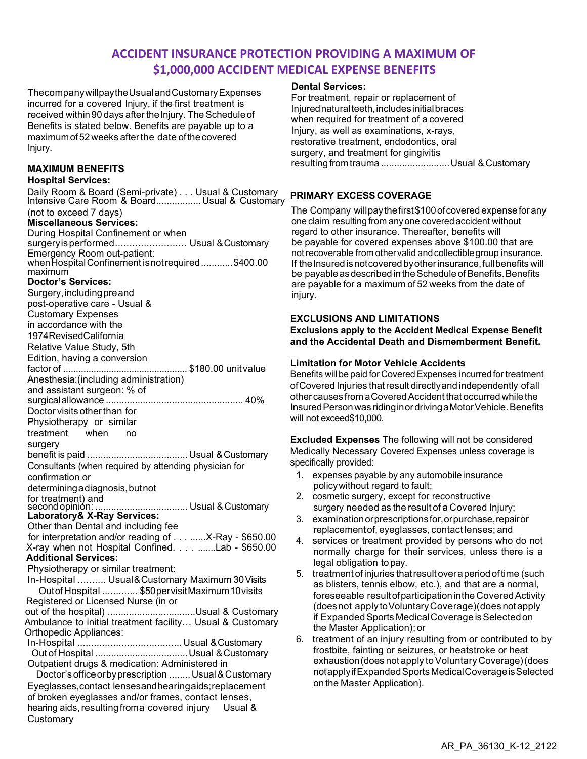# ACCIDENT INSURANCE PROTECTION PROVIDING A MAXIMUM OF $1,000,000 ACCIDENT MEDICAL EXPENSE BENEFITS

The company will pay the Usual and Customary Expenses incurred for a covered Injury, if the first treatment is received within 90 days after the Injury. The Schedule of Benefits is stated below. Benefits are payable up to a maximum of 52 weeks after the date of the covered Injury.

### MAXIMUM BENEFITS

**Hospital Services:**

Daily Room & Board (Semi-private) . . . Usual & Customary
Intensive Care Room & Board................. Usual & Customary (not to exceed 7 days)

**Miscellaneous Services:**

During Hospital Confinement or when surgery is performed......................... Usual & Customary
Emergency Room out-patient: when Hospital Confinement is not required ............$400.00 maximum

**Doctor's Services:**

Surgery, including pre and post-operative care - Usual & Customary Expenses in accordance with the 1974 Revised California Relative Value Study, 5th Edition, having a conversion factor of ................................................ $180.00 unit value
Anesthesia: (including administration) and assistant surgeon: % of surgical allowance .................................................... 40%
Doctor visits other than for Physiotherapy or similar treatment when no surgery benefit is paid ...................................... Usual & Customary
Consultants (when required by attending physician for confirmation or determining a diagnosis, but not for treatment) and second opinion: ................................... Usual & Customary

**Laboratory & X-Ray Services:**

Other than Dental and including fee for interpretation and/or reading of . . . ......X-Ray - $650.00
X-ray when not Hospital Confined. . . . .......Lab - $650.00

**Additional Services:**

Physiotherapy or similar treatment:
In-Hospital .......... Usual & Customary Maximum 30 Visits
Out of Hospital ............. $50 per visit Maximum 10 visits
Registered or Licensed Nurse (in or out of the hospital) .................................Usual & Customary
Ambulance to initial treatment facility… Usual & Customary
Orthopedic Appliances:
In-Hospital ...................................... Usual & Customary
Out of Hospital ................................... Usual & Customary
Outpatient drugs & medication: Administered in Doctor's office or by prescription ........ Usual & Customary
Eyeglasses, contact lenses and hearing aids; replacement of broken eyeglasses and/or frames, contact lenses, hearing aids, resulting from a covered injury Usual & Customary

**Dental Services:**

For treatment, repair or replacement of Injured natural teeth, includes initial braces when required for treatment of a covered Injury, as well as examinations, x-rays, restorative treatment, endodontics, oral surgery, and treatment for gingivitis resulting from trauma .......................... Usual & Customary

### PRIMARY EXCESS COVERAGE

The Company will pay the first $100 of covered expense for any one claim resulting from any one covered accident without regard to other insurance. Thereafter, benefits will be payable for covered expenses above $100.00 that are not recoverable from other valid and collectible group insurance. If the Insured is not covered by other insurance, full benefits will be payable as described in the Schedule of Benefits. Benefits are payable for a maximum of 52 weeks from the date of injury.

### EXCLUSIONS AND LIMITATIONS

**Exclusions apply to the Accident Medical Expense Benefit and the Accidental Death and Dismemberment Benefit.**

**Limitation for Motor Vehicle Accidents**

Benefits will be paid for Covered Expenses incurred for treatment of Covered Injuries that result directly and independently of all other causes from a Covered Accident that occurred while the Insured Person was riding in or driving a Motor Vehicle. Benefits will not exceed $10,000.

**Excluded Expenses** The following will not be considered Medically Necessary Covered Expenses unless coverage is specifically provided:

1. expenses payable by any automobile insurance policy without regard to fault;
2. cosmetic surgery, except for reconstructive surgery needed as the result of a Covered Injury;
3. examination or prescriptions for, or purchase, repair or replacement of, eyeglasses, contact lenses; and
4. services or treatment provided by persons who do not normally charge for their services, unless there is a legal obligation to pay.
5. treatment of injuries that result over a period of time (such as blisters, tennis elbow, etc.), and that are a normal, foreseeable result of participation in the Covered Activity (does not apply to Voluntary Coverage) (does not apply if Expanded Sports Medical Coverage is Selected on the Master Application); or
6. treatment of an injury resulting from or contributed to by frostbite, fainting or seizures, or heatstroke or heat exhaustion (does not apply to Voluntary Coverage) (does not apply if Expanded Sports Medical Coverage is Selected on the Master Application).

AR_PA_36130_K-12_2122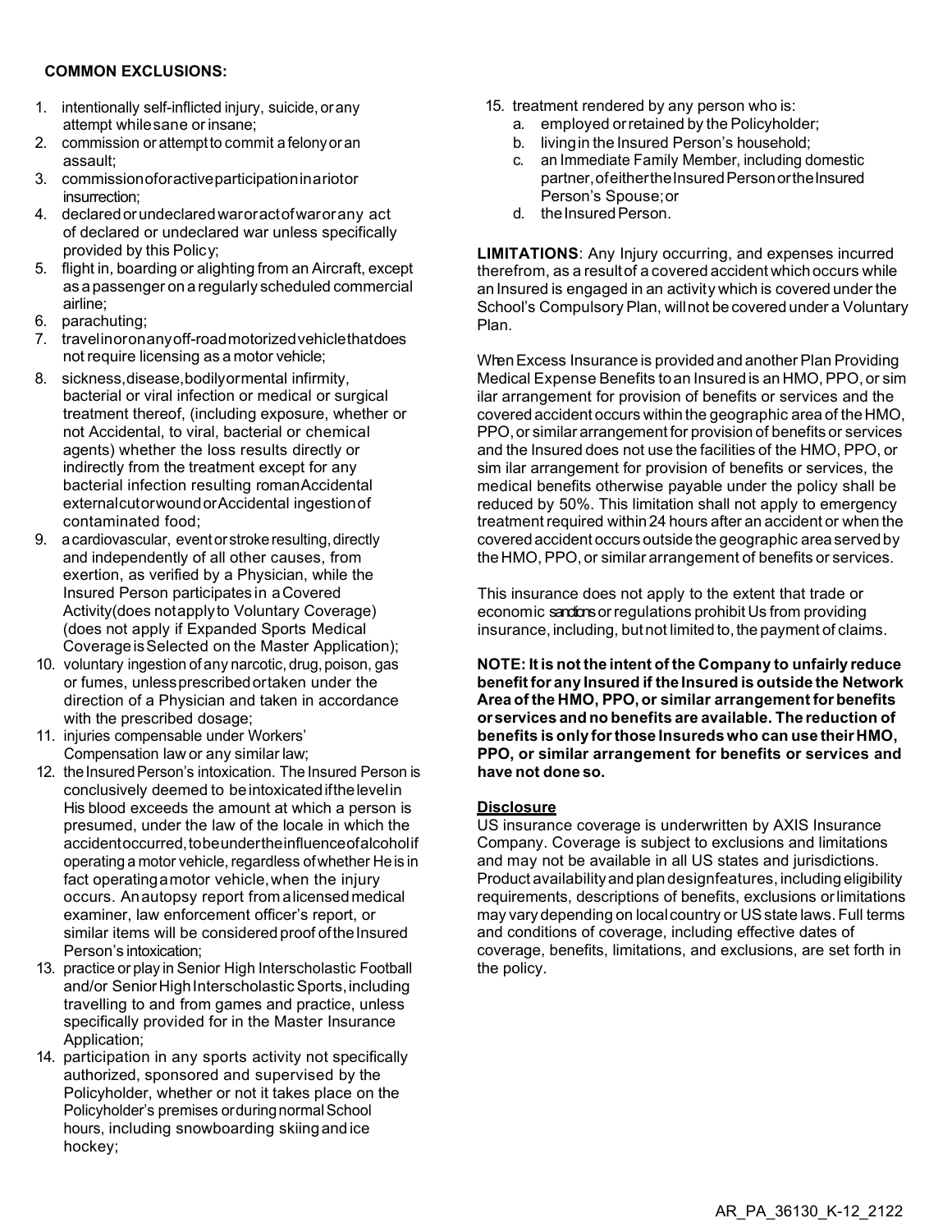**COMMON EXCLUSIONS:**

1. intentionally self-inflicted injury, suicide, or any attempt while sane or insane;
2. commission or attempt to commit a felony or an assault;
3. commission of or active participation in a riot or insurrection;
4. declared or undeclared war or act of war or any act of declared or undeclared war unless specifically provided by this Policy;
5. flight in, boarding or alighting from an Aircraft, except as a passenger on a regularly scheduled commercial airline;
6. parachuting;
7. travel in or on any off-road motorized vehicle that does not require licensing as a motor vehicle;
8. sickness, disease, bodily or mental infirmity, bacterial or viral infection or medical or surgical treatment thereof, (including exposure, whether or not Accidental, to viral, bacterial or chemical agents) whether the loss results directly or indirectly from the treatment except for any bacterial infection resulting roman Accidental external cut or wound or Accidental ingestion of contaminated food;
9. a cardiovascular, event or stroke resulting, directly and independently of all other causes, from exertion, as verified by a Physician, while the Insured Person participates in a Covered Activity(does not apply to Voluntary Coverage) (does not apply if Expanded Sports Medical Coverage is Selected on the Master Application);
10. voluntary ingestion of any narcotic, drug, poison, gas or fumes, unless prescribed or taken under the direction of a Physician and taken in accordance with the prescribed dosage;
11. injuries compensable under Workers' Compensation law or any similar law;
12. the Insured Person's intoxication. The Insured Person is conclusively deemed to be intoxicated if the level in His blood exceeds the amount at which a person is presumed, under the law of the locale in which the accident occurred, to be under the influence of alcohol if operating a motor vehicle, regardless of whether He is in fact operating a motor vehicle, when the injury occurs. An autopsy report from a licensed medical examiner, law enforcement officer's report, or similar items will be considered proof of the Insured Person's intoxication;
13. practice or play in Senior High Interscholastic Football and/or Senior High Interscholastic Sports, including travelling to and from games and practice, unless specifically provided for in the Master Insurance Application;
14. participation in any sports activity not specifically authorized, sponsored and supervised by the Policyholder, whether or not it takes place on the Policyholder's premises or during normal School hours, including snowboarding skiing and ice hockey;
15. treatment rendered by any person who is:
    a. employed or retained by the Policyholder;
    b. living in the Insured Person's household;
    c. an Immediate Family Member, including domestic partner, of either the Insured Person or the Insured Person's Spouse; or
    d. the Insured Person.

**LIMITATIONS**: Any Injury occurring, and expenses incurred therefrom, as a result of a covered accident which occurs while an Insured is engaged in an activity which is covered under the School's Compulsory Plan, will not be covered under a Voluntary Plan.

When Excess Insurance is provided and another Plan Providing Medical Expense Benefits to an Insured is an HMO, PPO, or similar arrangement for provision of benefits or services and the covered accident occurs within the geographic area of the HMO, PPO, or similar arrangement for provision of benefits or services and the Insured does not use the facilities of the HMO, PPO, or similar arrangement for provision of benefits or services, the medical benefits otherwise payable under the policy shall be reduced by 50%. This limitation shall not apply to emergency treatment required within 24 hours after an accident or when the covered accident occurs outside the geographic area served by the HMO, PPO, or similar arrangement of benefits or services.

This insurance does not apply to the extent that trade or economic sanctions or regulations prohibit Us from providing insurance, including, but not limited to, the payment of claims.

**NOTE: It is not the intent of the Company to unfairly reduce benefit for any Insured if the Insured is outside the Network Area of the HMO, PPO, or similar arrangement for benefits or services and no benefits are available. The reduction of benefits is only for those Insureds who can use their HMO, PPO, or similar arrangement for benefits or services and have not done so.**

**Disclosure**
US insurance coverage is underwritten by AXIS Insurance Company. Coverage is subject to exclusions and limitations and may not be available in all US states and jurisdictions. Product availability and plan design features, including eligibility requirements, descriptions of benefits, exclusions or limitations may vary depending on local country or US state laws. Full terms and conditions of coverage, including effective dates of coverage, benefits, limitations, and exclusions, are set forth in the policy.

AR_PA_36130_K-12_2122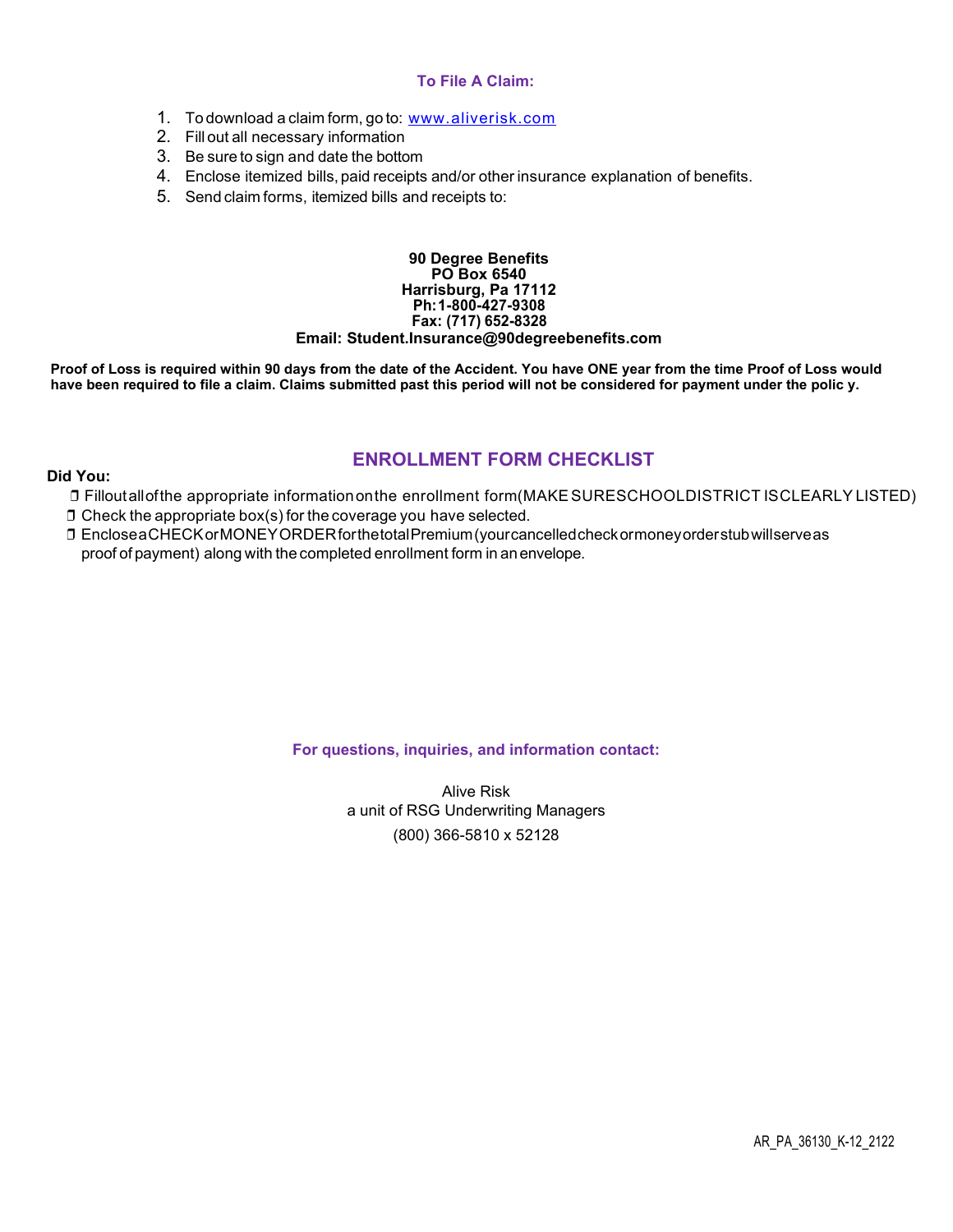## To File A Claim:

1. To download a claim form, go to: [www.aliverisk.com](http://www.aliverisk.com)
2. Fill out all necessary information
3. Be sure to sign and date the bottom
4. Enclose itemized bills, paid receipts and/or other insurance explanation of benefits.
5. Send claim forms, itemized bills and receipts to:

**90 Degree Benefits**
**PO Box 6540**
**Harrisburg, Pa 17112**
**Ph: 1-800-427-9308**
**Fax: (717) 652-8328**
**Email: Student.Insurance@90degreebenefits.com**

**Proof of Loss is required within 90 days from the date of the Accident. You have ONE year from the time Proof of Loss would have been required to file a claim. Claims submitted past this period will not be considered for payment under the polic y.**

## ENROLLMENT FORM CHECKLIST

**Did You:**

- ❒ Fill out all of the appropriate information on the enrollment form (MAKE SURE SCHOOL DISTRICT IS CLEARLY LISTED)
- ❒ Check the appropriate box(s) for the coverage you have selected.
- ❒ Enclose a CHECK or MONEY ORDER for the total Premium (your cancelled check or money order stub will serve as proof of payment) along with the completed enrollment form in an envelope.

## For questions, inquiries, and information contact:

Alive Risk
a unit of RSG Underwriting Managers
(800) 366-5810 x 52128

AR_PA_36130_K-12_2122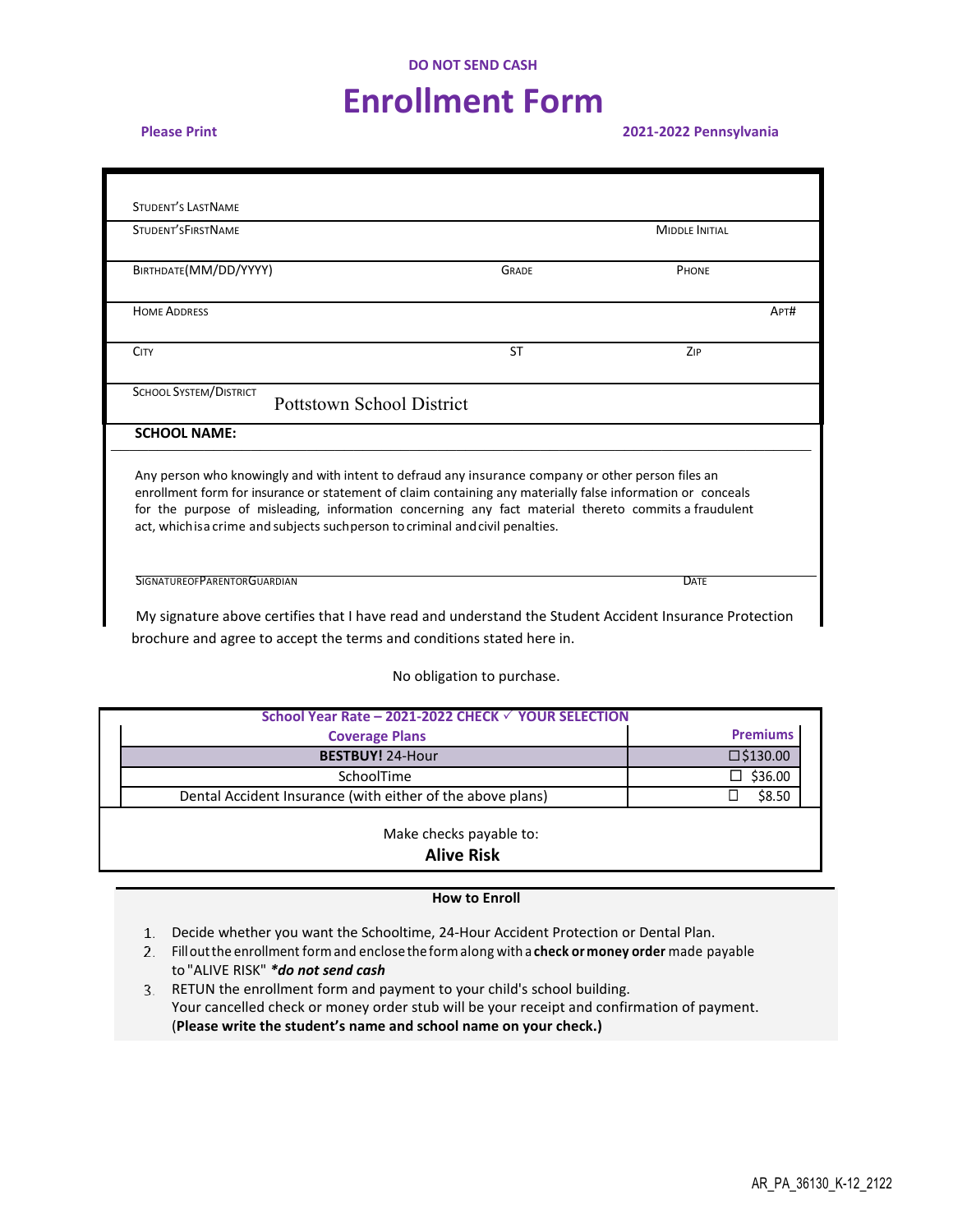DO NOT SEND CASH

# Enrollment Form

**Please Print** **2021-2022 Pennsylvania**

STUDENT'S LASTNAME

STUDENT'SFIRSTNAME MIDDLE INITIAL

BIRTHDATE(MM/DD/YYYY) GRADE PHONE

HOME ADDRESS APT#

CITY ST ZIP

SCHOOL SYSTEM/DISTRICT Pottstown School District

**SCHOOL NAME:**

Any person who knowingly and with intent to defraud any insurance company or other person files an enrollment form for insurance or statement of claim containing any materially false information or conceals for the purpose of misleading, information concerning any fact material thereto commits a fraudulent act, whichisa crime and subjects suchperson to criminal and civil penalties.

SIGNATUREOFPARENTORGUARDIAN DATE

My signature above certifies that I have read and understand the Student Accident Insurance Protection brochure and agree to accept the terms and conditions stated here in.

No obligation to purchase.

| School Year Rate – 2021-2022 CHECK ✓ YOUR SELECTION | |
|---|---|
| **Coverage Plans** | **Premiums** |
| **BESTBUY!** 24-Hour | ☐$130.00 |
| SchoolTime | ☐ $36.00 |
| Dental Accident Insurance (with either of the above plans) | ☐ $8.50 |

Make checks payable to:

**Alive Risk**

**How to Enroll**

1. Decide whether you want the Schooltime, 24-Hour Accident Protection or Dental Plan.
2. Fill out the enrollment form and enclose the form along with a **check or money order** made payable to "ALIVE RISK" ***do not send cash***
3. RETUN the enrollment form and payment to your child's school building.
   Your cancelled check or money order stub will be your receipt and confirmation of payment.
   (**Please write the student's name and school name on your check.)**

AR_PA_36130_K-12_2122